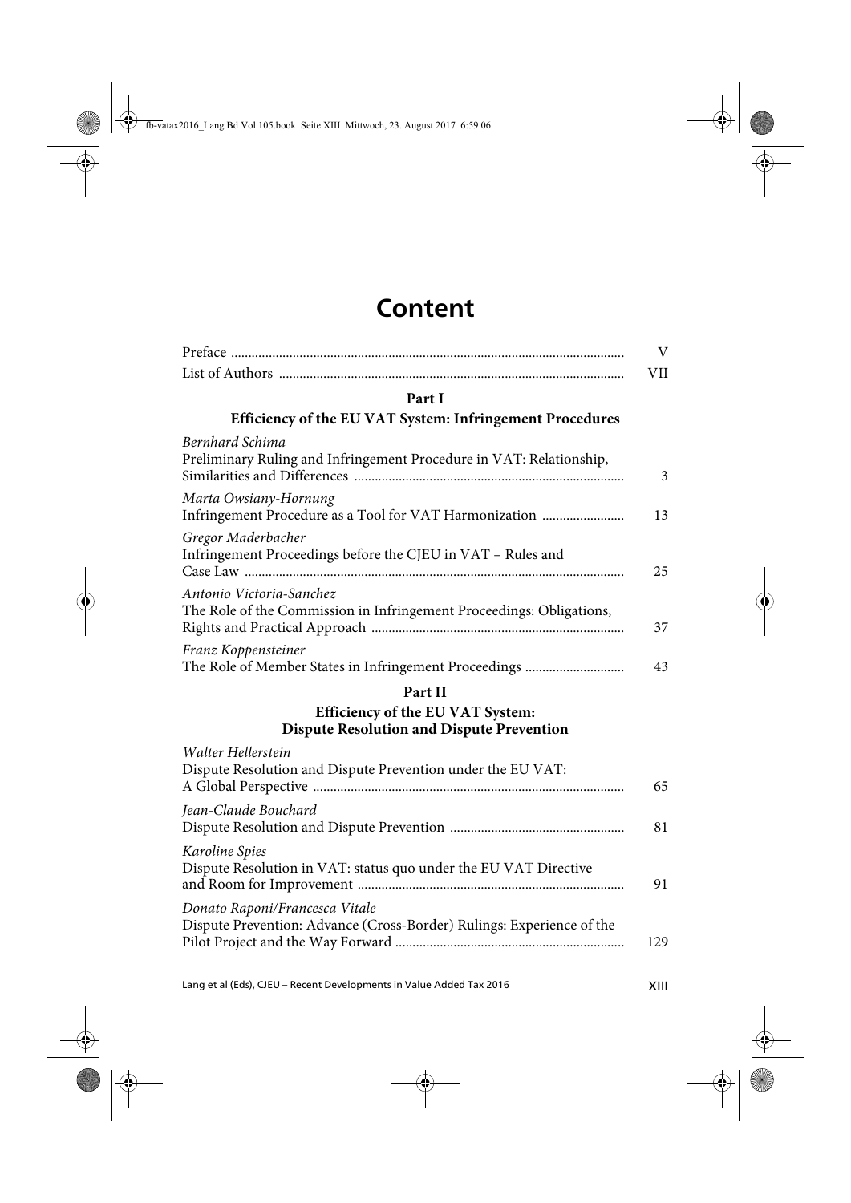# Content

| | |
|---|---|
| Preface | V |
| List of Authors | VII |

## Part I
### Efficiency of the EU VAT System: Infringement Procedures

| | |
|---|---|
| *Bernhard Schima*<br>Preliminary Ruling and Infringement Procedure in VAT: Relationship, Similarities and Differences | 3 |
| *Marta Owsiany-Hornung*<br>Infringement Procedure as a Tool for VAT Harmonization | 13 |
| *Gregor Maderbacher*<br>Infringement Proceedings before the CJEU in VAT – Rules and Case Law | 25 |
| *Antonio Victoria-Sanchez*<br>The Role of the Commission in Infringement Proceedings: Obligations, Rights and Practical Approach | 37 |
| *Franz Koppensteiner*<br>The Role of Member States in Infringement Proceedings | 43 |

## Part II
### Efficiency of the EU VAT System: Dispute Resolution and Dispute Prevention

| | |
|---|---|
| *Walter Hellerstein*<br>Dispute Resolution and Dispute Prevention under the EU VAT: A Global Perspective | 65 |
| *Jean-Claude Bouchard*<br>Dispute Resolution and Dispute Prevention | 81 |
| *Karoline Spies*<br>Dispute Resolution in VAT: status quo under the EU VAT Directive and Room for Improvement | 91 |
| *Donato Raponi/Francesca Vitale*<br>Dispute Prevention: Advance (Cross-Border) Rulings: Experience of the Pilot Project and the Way Forward | 129 |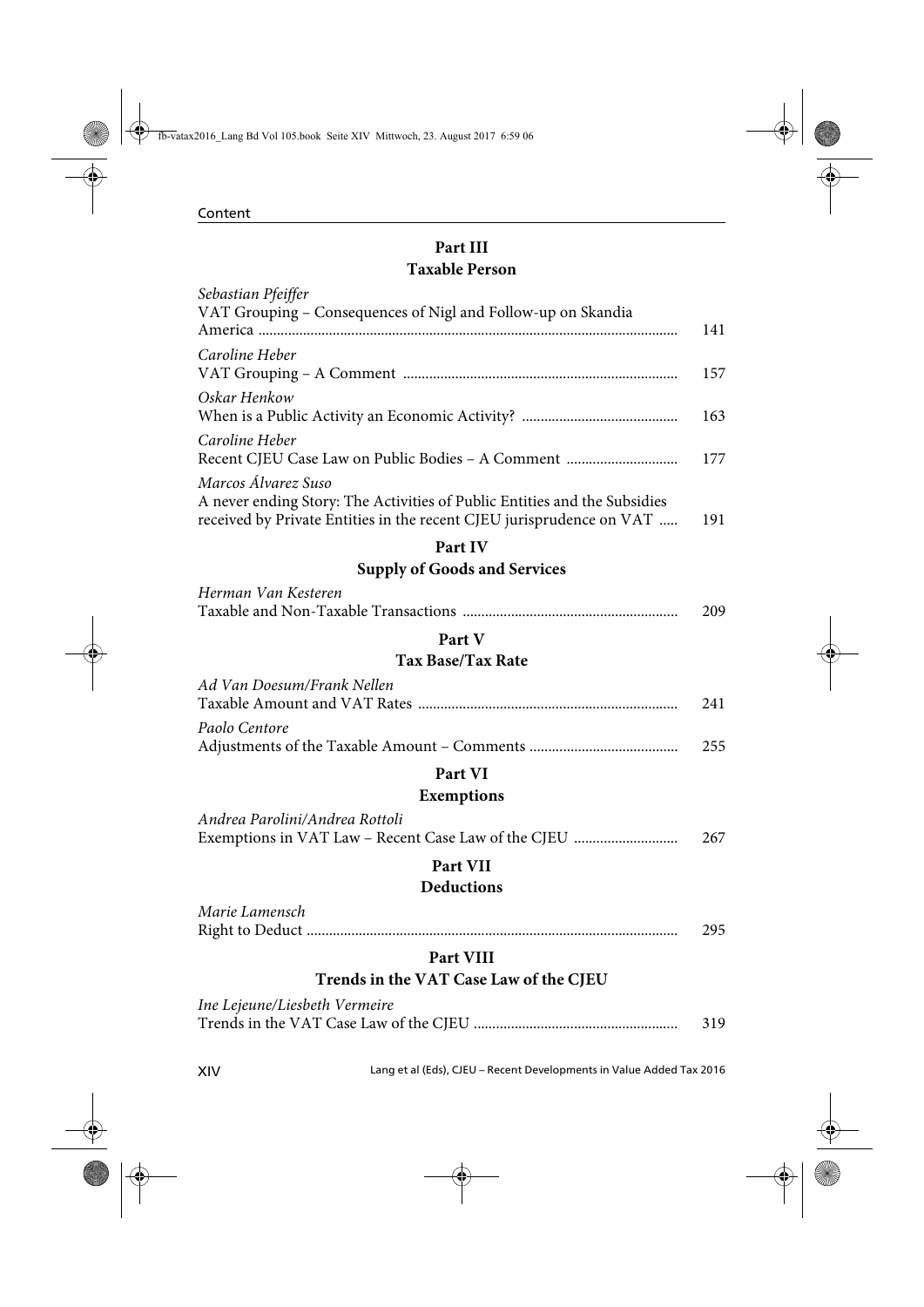## Part III
### Taxable Person

*Sebastian Pfeiffer*
VAT Grouping – Consequences of Nigl and Follow-up on Skandia America ............ 141

*Caroline Heber*
VAT Grouping – A Comment ............ 157

*Oskar Henkow*
When is a Public Activity an Economic Activity? ............ 163

*Caroline Heber*
Recent CJEU Case Law on Public Bodies – A Comment ............ 177

*Marcos Álvarez Suso*
A never ending Story: The Activities of Public Entities and the Subsidies received by Private Entities in the recent CJEU jurisprudence on VAT ............ 191

## Part IV
### Supply of Goods and Services

*Herman Van Kesteren*
Taxable and Non-Taxable Transactions ............ 209

## Part V
### Tax Base/Tax Rate

*Ad Van Doesum/Frank Nellen*
Taxable Amount and VAT Rates ............ 241

*Paolo Centore*
Adjustments of the Taxable Amount – Comments ............ 255

## Part VI
### Exemptions

*Andrea Parolini/Andrea Rottoli*
Exemptions in VAT Law – Recent Case Law of the CJEU ............ 267

## Part VII
### Deductions

*Marie Lamensch*
Right to Deduct ............ 295

## Part VIII
### Trends in the VAT Case Law of the CJEU

*Ine Lejeune/Liesbeth Vermeire*
Trends in the VAT Case Law of the CJEU ............ 319